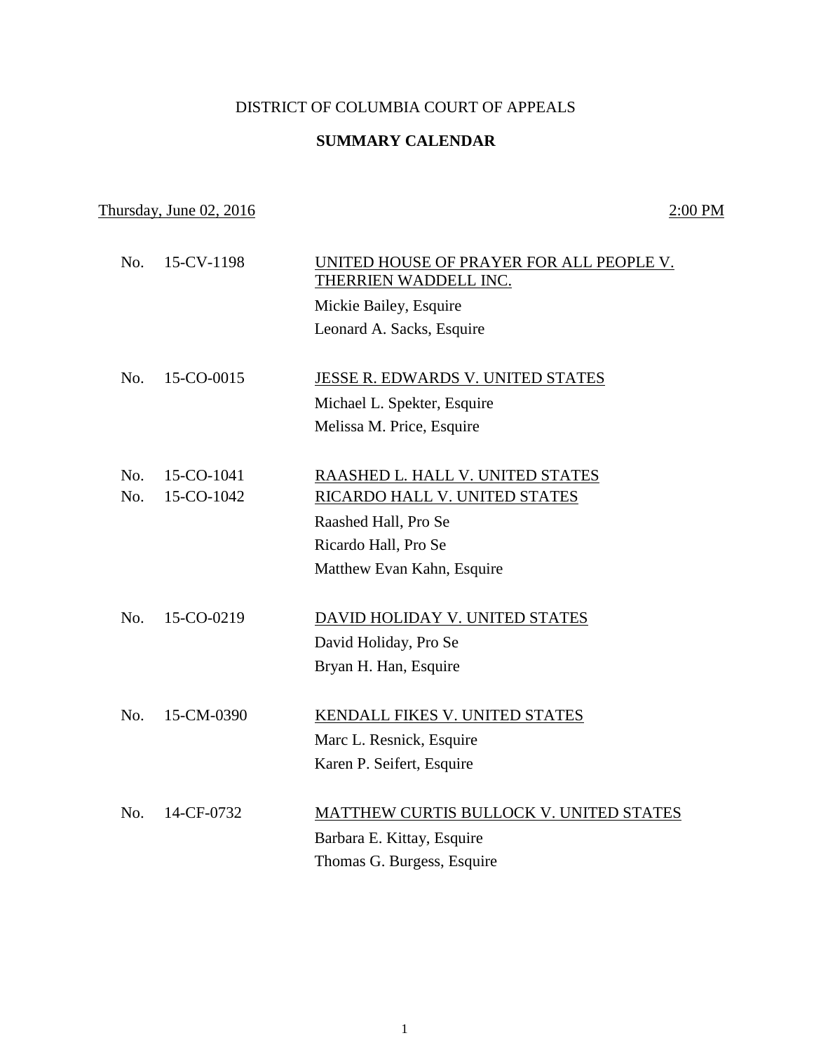DISTRICT OF COLUMBIA COURT OF APPEALS

**SUMMARY CALENDAR**

Thursday, June 02, 2016 — 2:00 PM

No. 15-CV-1198 — UNITED HOUSE OF PRAYER FOR ALL PEOPLE V. THERRIEN WADDELL INC.

Mickie Bailey, Esquire
Leonard A. Sacks, Esquire

No. 15-CO-0015 — JESSE R. EDWARDS V. UNITED STATES

Michael L. Spekter, Esquire
Melissa M. Price, Esquire

No. 15-CO-1041 — RAASHED L. HALL V. UNITED STATES
No. 15-CO-1042 — RICARDO HALL V. UNITED STATES

Raashed Hall, Pro Se
Ricardo Hall, Pro Se
Matthew Evan Kahn, Esquire

No. 15-CO-0219 — DAVID HOLIDAY V. UNITED STATES

David Holiday, Pro Se
Bryan H. Han, Esquire

No. 15-CM-0390 — KENDALL FIKES V. UNITED STATES

Marc L. Resnick, Esquire
Karen P. Seifert, Esquire

No. 14-CF-0732 — MATTHEW CURTIS BULLOCK V. UNITED STATES

Barbara E. Kittay, Esquire
Thomas G. Burgess, Esquire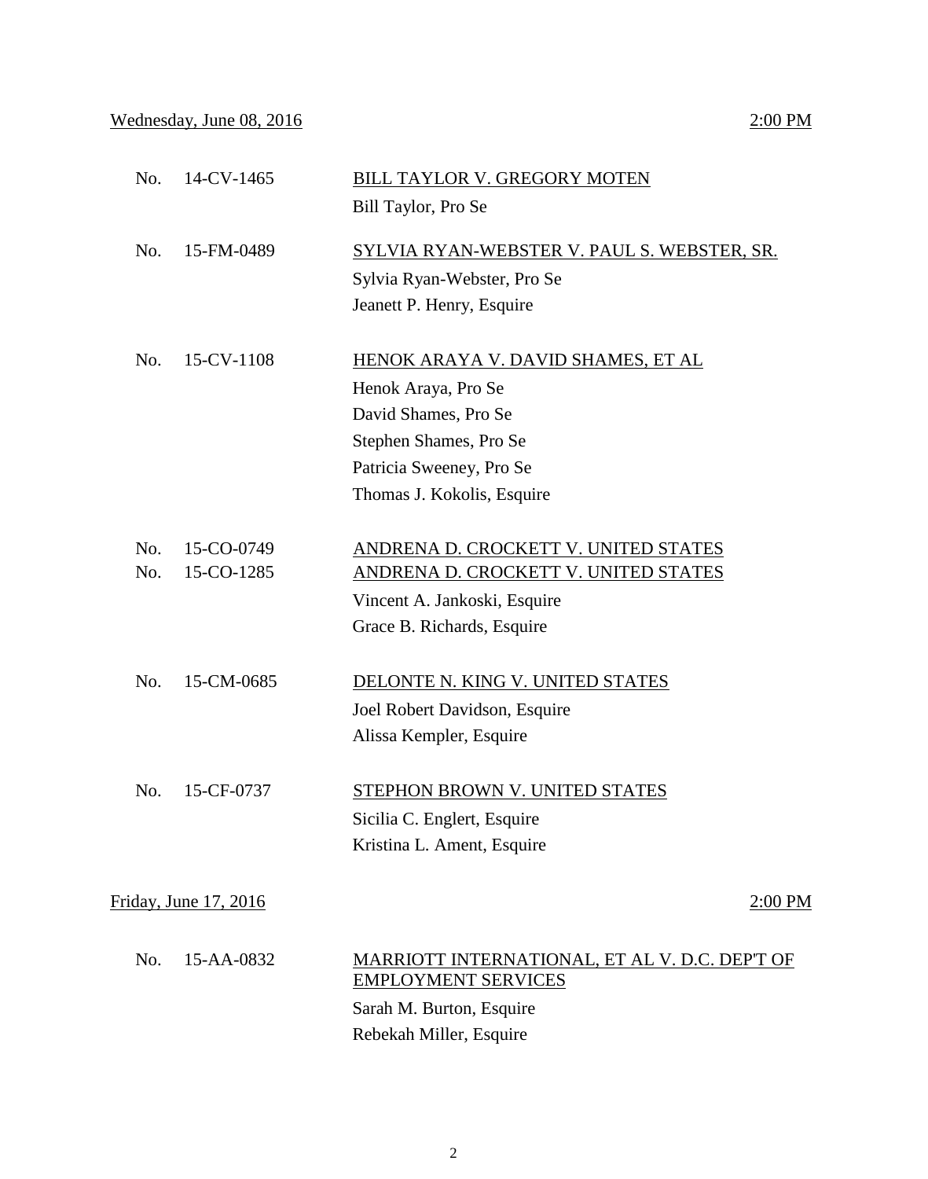Wednesday, June 08, 2016 2:00 PM

| | | |
|---|---|---|
| No. | 14-CV-1465 | BILL TAYLOR V. GREGORY MOTEN<br>Bill Taylor, Pro Se |
| No. | 15-FM-0489 | SYLVIA RYAN-WEBSTER V. PAUL S. WEBSTER, SR.<br>Sylvia Ryan-Webster, Pro Se<br>Jeanett P. Henry, Esquire |
| No. | 15-CV-1108 | HENOK ARAYA V. DAVID SHAMES, ET AL<br>Henok Araya, Pro Se<br>David Shames, Pro Se<br>Stephen Shames, Pro Se<br>Patricia Sweeney, Pro Se<br>Thomas J. Kokolis, Esquire |
| No.<br>No. | 15-CO-0749<br>15-CO-1285 | ANDRENA D. CROCKETT V. UNITED STATES<br>ANDRENA D. CROCKETT V. UNITED STATES<br>Vincent A. Jankoski, Esquire<br>Grace B. Richards, Esquire |
| No. | 15-CM-0685 | DELONTE N. KING V. UNITED STATES<br>Joel Robert Davidson, Esquire<br>Alissa Kempler, Esquire |
| No. | 15-CF-0737 | STEPHON BROWN V. UNITED STATES<br>Sicilia C. Englert, Esquire<br>Kristina L. Ament, Esquire |

Friday, June 17, 2016 2:00 PM

| | | |
|---|---|---|
| No. | 15-AA-0832 | MARRIOTT INTERNATIONAL, ET AL V. D.C. DEP'T OF EMPLOYMENT SERVICES<br>Sarah M. Burton, Esquire<br>Rebekah Miller, Esquire |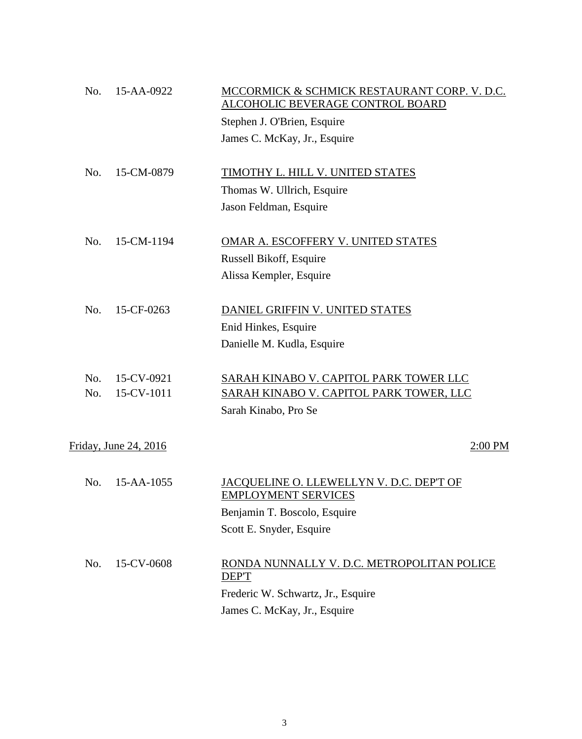No. 15-AA-0922 — <u>MCCORMICK & SCHMICK RESTAURANT CORP. V. D.C. ALCOHOLIC BEVERAGE CONTROL BOARD</u>

Stephen J. O'Brien, Esquire
James C. McKay, Jr., Esquire

No. 15-CM-0879 — <u>TIMOTHY L. HILL V. UNITED STATES</u>

Thomas W. Ullrich, Esquire
Jason Feldman, Esquire

No. 15-CM-1194 — <u>OMAR A. ESCOFFERY V. UNITED STATES</u>

Russell Bikoff, Esquire
Alissa Kempler, Esquire

No. 15-CF-0263 — <u>DANIEL GRIFFIN V. UNITED STATES</u>

Enid Hinkes, Esquire
Danielle M. Kudla, Esquire

No. 15-CV-0921 — <u>SARAH KINABO V. CAPITOL PARK TOWER LLC</u>
No. 15-CV-1011 — <u>SARAH KINABO V. CAPITOL PARK TOWER, LLC</u>

Sarah Kinabo, Pro Se

<u>Friday, June 24, 2016</u> — <u>2:00 PM</u>

No. 15-AA-1055 — <u>JACQUELINE O. LLEWELLYN V. D.C. DEP'T OF EMPLOYMENT SERVICES</u>

Benjamin T. Boscolo, Esquire
Scott E. Snyder, Esquire

No. 15-CV-0608 — <u>RONDA NUNNALLY V. D.C. METROPOLITAN POLICE DEP'T</u>

Frederic W. Schwartz, Jr., Esquire
James C. McKay, Jr., Esquire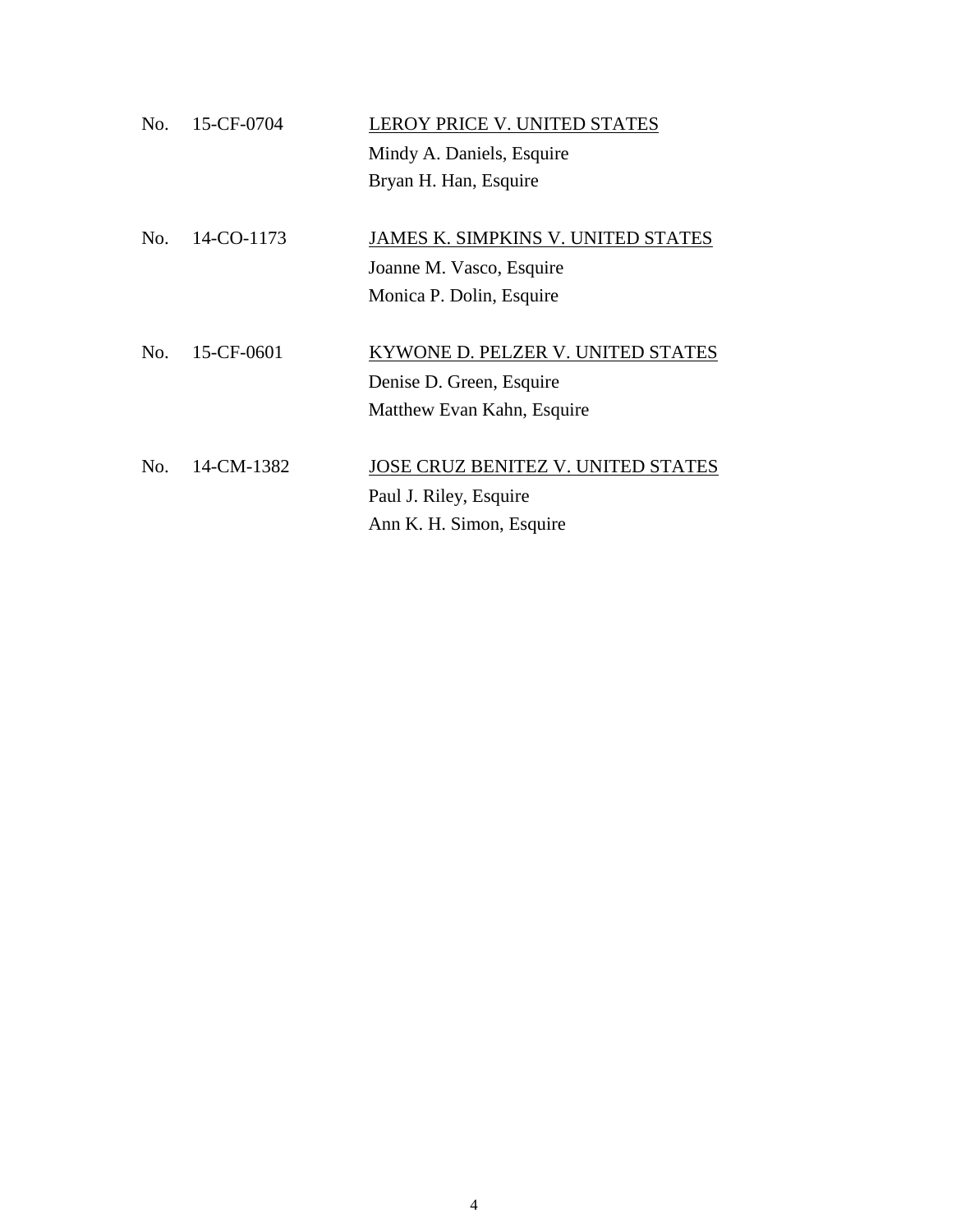No. 15-CF-0704 <u>LEROY PRICE V. UNITED STATES</u>
Mindy A. Daniels, Esquire
Bryan H. Han, Esquire

No. 14-CO-1173 <u>JAMES K. SIMPKINS V. UNITED STATES</u>
Joanne M. Vasco, Esquire
Monica P. Dolin, Esquire

No. 15-CF-0601 <u>KYWONE D. PELZER V. UNITED STATES</u>
Denise D. Green, Esquire
Matthew Evan Kahn, Esquire

No. 14-CM-1382 <u>JOSE CRUZ BENITEZ V. UNITED STATES</u>
Paul J. Riley, Esquire
Ann K. H. Simon, Esquire